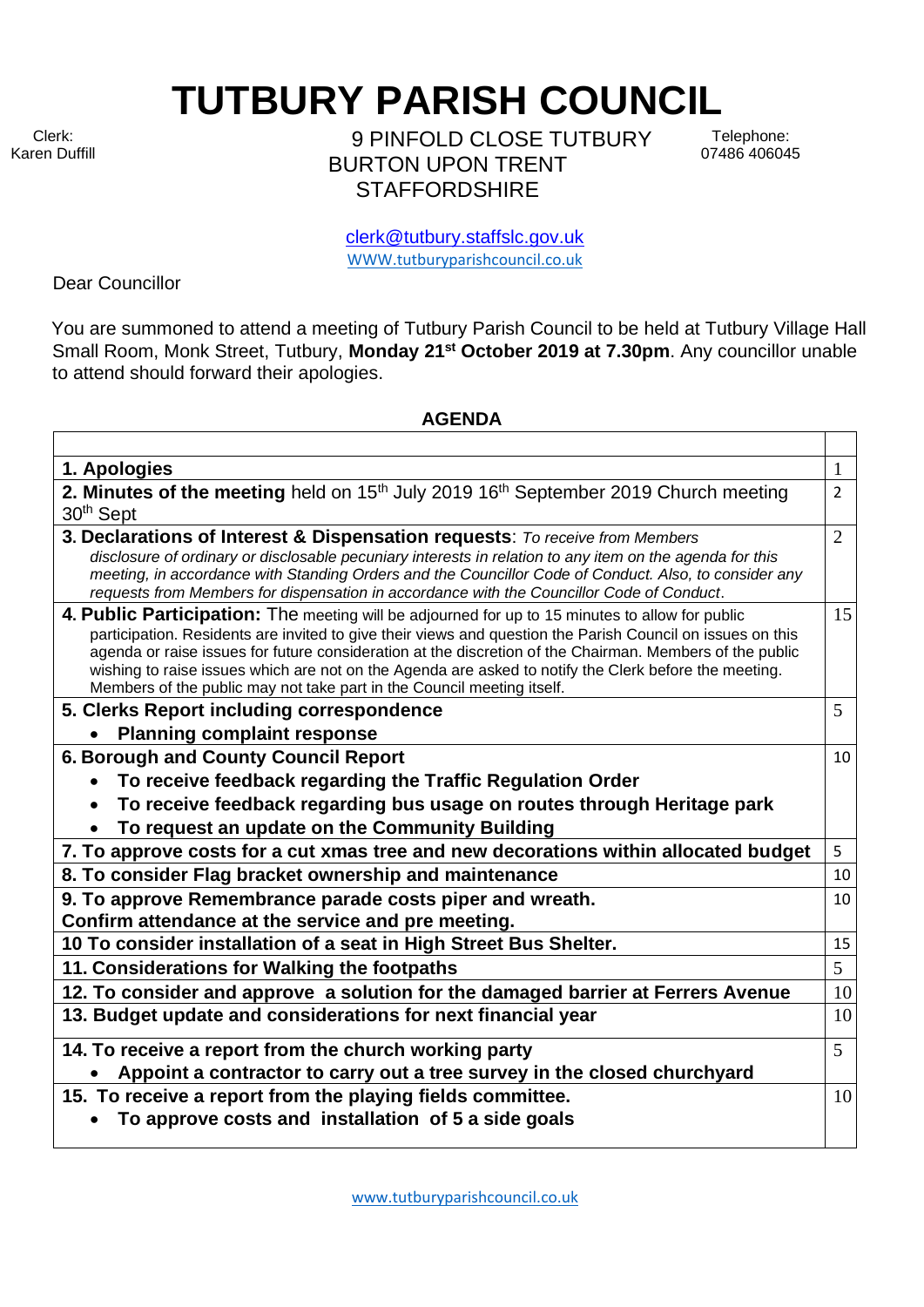# TUTBURY PARISH COUNCIL

Clerk:
Karen Duffill

9 PINFOLD CLOSE TUTBURY
BURTON UPON TRENT
STAFFORDSHIRE

Telephone:
07486 406045

clerk@tutbury.staffslc.gov.uk
WWW.tutburyparishcouncil.co.uk

Dear Councillor

You are summoned to attend a meeting of Tutbury Parish Council to be held at Tutbury Village Hall Small Room, Monk Street, Tutbury, **Monday 21st October 2019 at 7.30pm**. Any councillor unable to attend should forward their apologies.

**AGENDA**

| | |
|---|---|
| **1. Apologies** | 1 |
| **2. Minutes of the meeting** held on 15th July 2019 16th September 2019 Church meeting 30th Sept | 2 |
| **3. Declarations of Interest & Dispensation requests**: *To receive from Members disclosure of ordinary or disclosable pecuniary interests in relation to any item on the agenda for this meeting, in accordance with Standing Orders and the Councillor Code of Conduct. Also, to consider any requests from Members for dispensation in accordance with the Councillor Code of Conduct.* | 2 |
| **4. Public Participation:** The meeting will be adjourned for up to 15 minutes to allow for public participation. Residents are invited to give their views and question the Parish Council on issues on this agenda or raise issues for future consideration at the discretion of the Chairman. Members of the public wishing to raise issues which are not on the Agenda are asked to notify the Clerk before the meeting. Members of the public may not take part in the Council meeting itself. | 15 |
| **5. Clerks Report including correspondence**<br>• **Planning complaint response** | 5 |
| **6. Borough and County Council Report**<br>• **To receive feedback regarding the Traffic Regulation Order**<br>• **To receive feedback regarding bus usage on routes through Heritage park**<br>• **To request an update on the Community Building** | 10 |
| **7. To approve costs for a cut xmas tree and new decorations within allocated budget** | 5 |
| **8. To consider Flag bracket ownership and maintenance** | 10 |
| **9. To approve Remembrance parade costs piper and wreath.**<br>**Confirm attendance at the service and pre meeting.** | 10 |
| **10 To consider installation of a seat in High Street Bus Shelter.** | 15 |
| **11. Considerations for Walking the footpaths** | 5 |
| **12. To consider and approve a solution for the damaged barrier at Ferrers Avenue** | 10 |
| **13. Budget update and considerations for next financial year** | 10 |
| **14. To receive a report from the church working party**<br>• **Appoint a contractor to carry out a tree survey in the closed churchyard** | 5 |
| **15. To receive a report from the playing fields committee.**<br>• **To approve costs and installation of 5 a side goals** | 10 |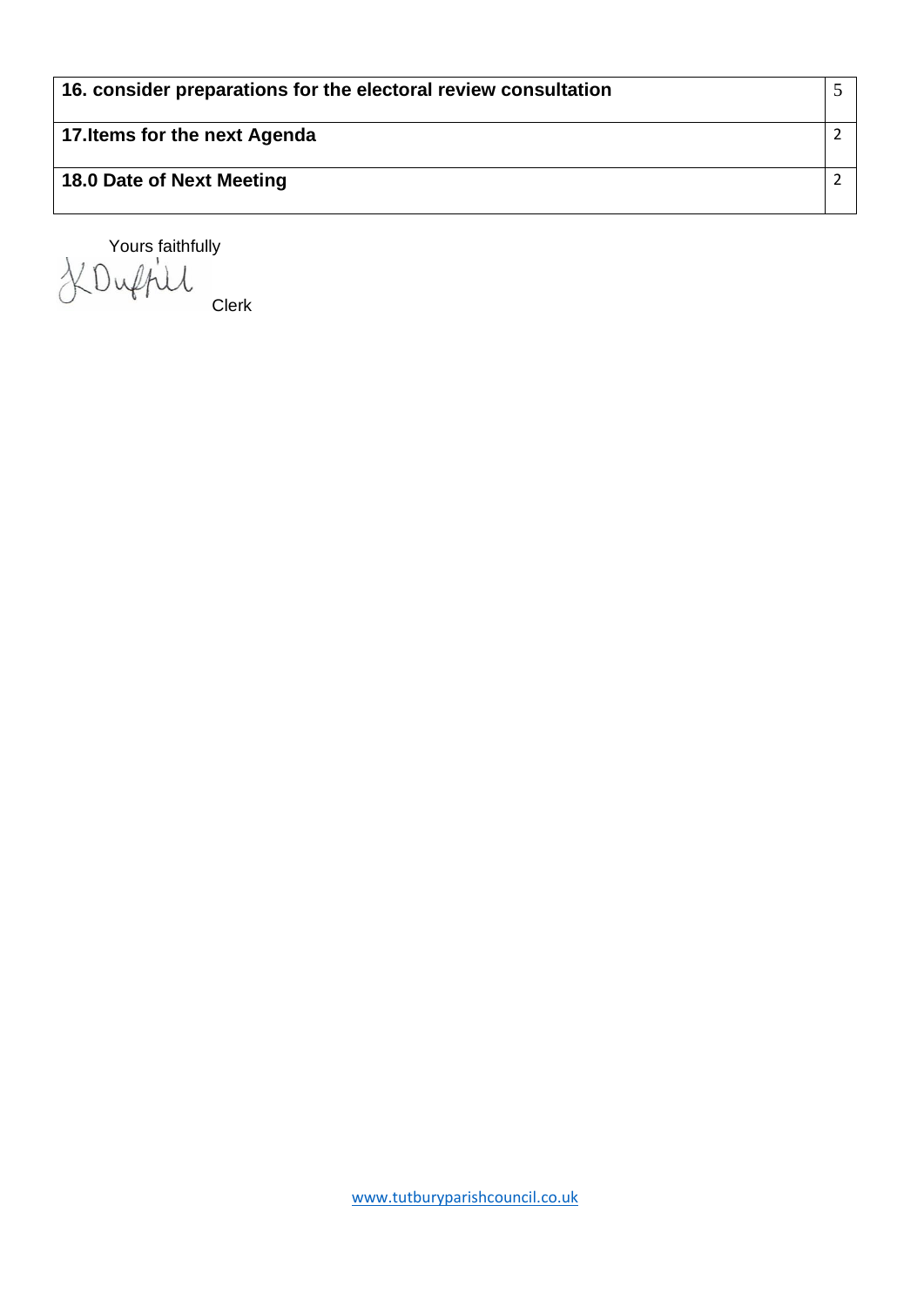| | |
|---|---|
| **16. consider preparations for the electoral review consultation** | 5 |
| **17.Items for the next Agenda** | 2 |
| **18.0 Date of Next Meeting** | 2 |

Yours faithfully

K Duffill

Clerk

www.tutburyparishcouncil.co.uk